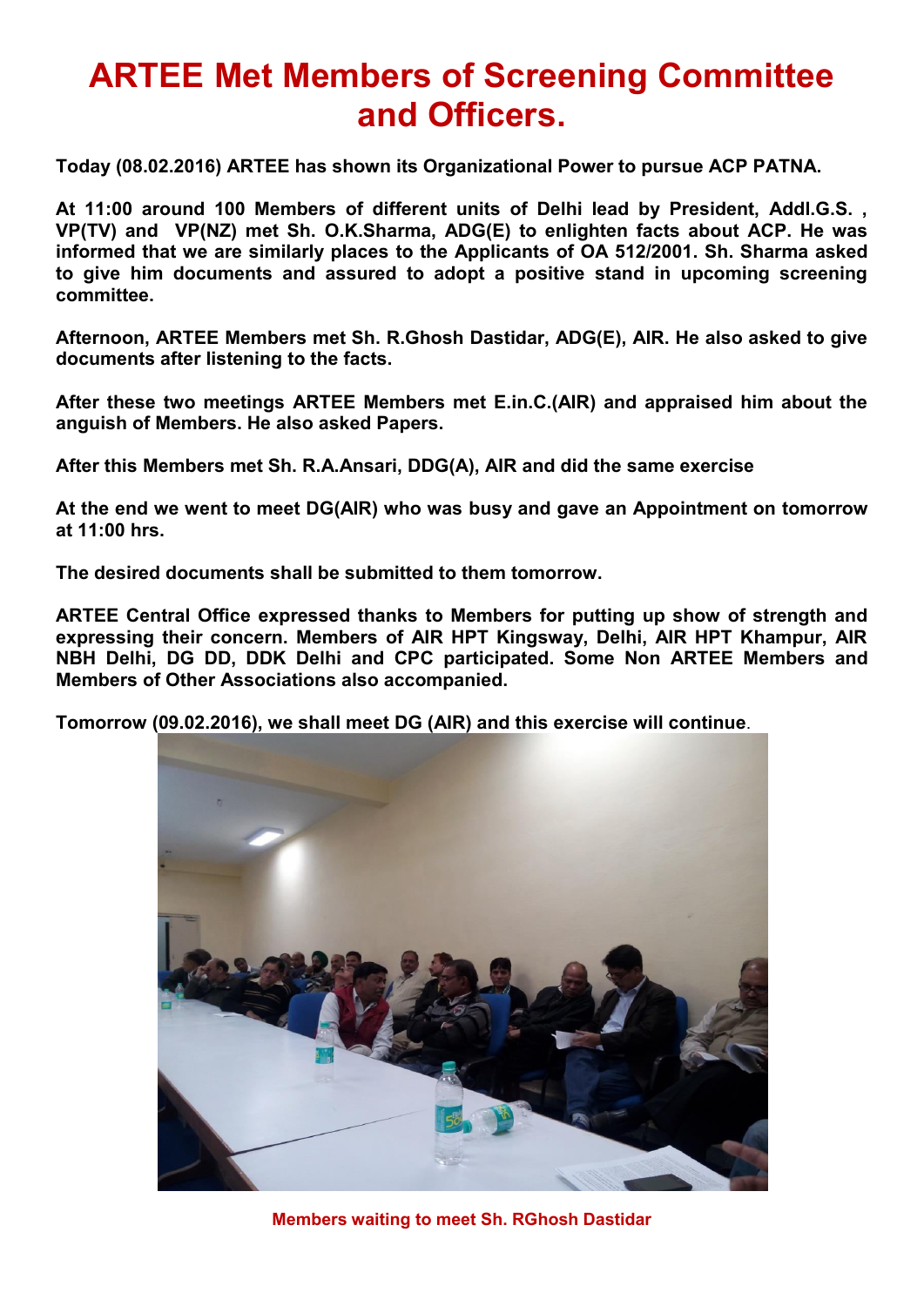# ARTEE Met Members of Screening Committee and Officers.

**Today (08.02.2016) ARTEE has shown its Organizational Power to pursue ACP PATNA.**

**At 11:00 around 100 Members of different units of Delhi lead by President, Addl.G.S. , VP(TV) and VP(NZ) met Sh. O.K.Sharma, ADG(E) to enlighten facts about ACP. He was informed that we are similarly places to the Applicants of OA 512/2001. Sh. Sharma asked to give him documents and assured to adopt a positive stand in upcoming screening committee.**

**Afternoon, ARTEE Members met Sh. R.Ghosh Dastidar, ADG(E), AIR. He also asked to give documents after listening to the facts.**

**After these two meetings ARTEE Members met E.in.C.(AIR) and appraised him about the anguish of Members. He also asked Papers.**

**After this Members met Sh. R.A.Ansari, DDG(A), AIR and did the same exercise**

**At the end we went to meet DG(AIR) who was busy and gave an Appointment on tomorrow at 11:00 hrs.**

**The desired documents shall be submitted to them tomorrow.**

**ARTEE Central Office expressed thanks to Members for putting up show of strength and expressing their concern. Members of AIR HPT Kingsway, Delhi, AIR HPT Khampur, AIR NBH Delhi, DG DD, DDK Delhi and CPC participated. Some Non ARTEE Members and Members of Other Associations also accompanied.**

**Tomorrow (09.02.2016), we shall meet DG (AIR) and this exercise will continue.**

**Members waiting to meet Sh. RGhosh Dastidar**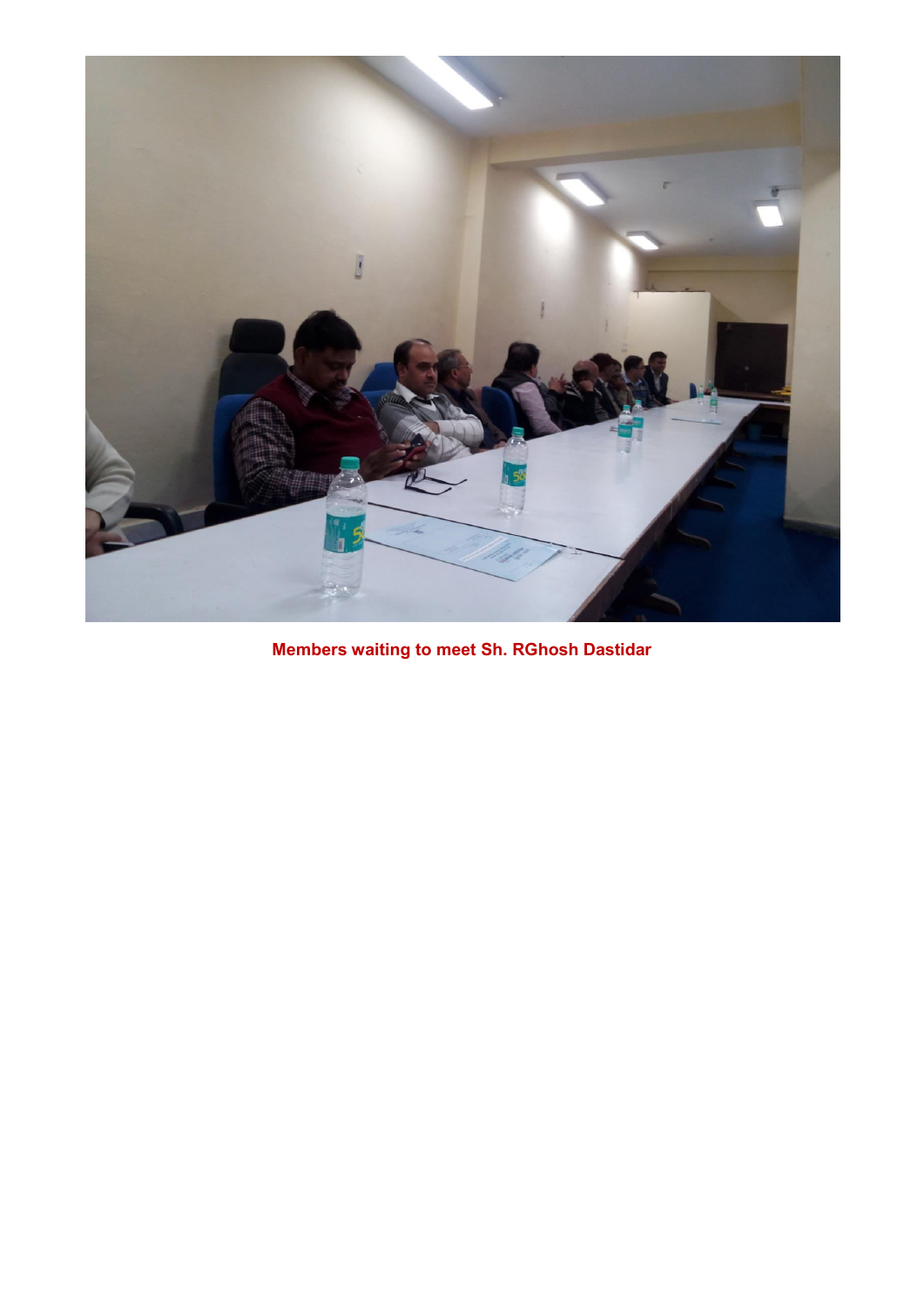**Members waiting to meet Sh. RGhosh Dastidar**